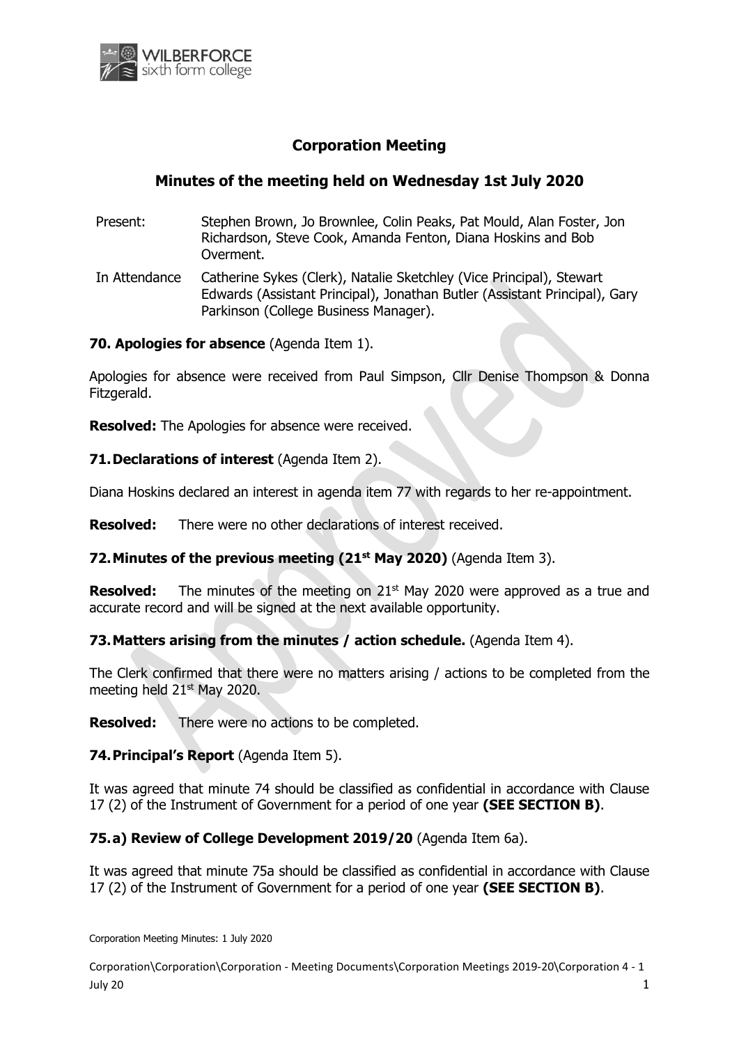# Corporation Meeting

## Minutes of the meeting held on Wednesday 1st July 2020

| | |
|---|---|
| Present: | Stephen Brown, Jo Brownlee, Colin Peaks, Pat Mould, Alan Foster, Jon Richardson, Steve Cook, Amanda Fenton, Diana Hoskins and Bob Overment. |
| In Attendance | Catherine Sykes (Clerk), Natalie Sketchley (Vice Principal), Stewart Edwards (Assistant Principal), Jonathan Butler (Assistant Principal), Gary Parkinson (College Business Manager). |

**70. Apologies for absence** (Agenda Item 1).

Apologies for absence were received from Paul Simpson, Cllr Denise Thompson & Donna Fitzgerald.

**Resolved:** The Apologies for absence were received.

**71. Declarations of interest** (Agenda Item 2).

Diana Hoskins declared an interest in agenda item 77 with regards to her re-appointment.

**Resolved:** There were no other declarations of interest received.

**72. Minutes of the previous meeting (21st May 2020)** (Agenda Item 3).

**Resolved:** The minutes of the meeting on 21st May 2020 were approved as a true and accurate record and will be signed at the next available opportunity.

**73. Matters arising from the minutes / action schedule.** (Agenda Item 4).

The Clerk confirmed that there were no matters arising / actions to be completed from the meeting held 21st May 2020.

**Resolved:** There were no actions to be completed.

**74. Principal's Report** (Agenda Item 5).

It was agreed that minute 74 should be classified as confidential in accordance with Clause 17 (2) of the Instrument of Government for a period of one year **(SEE SECTION B)**.

**75. a) Review of College Development 2019/20** (Agenda Item 6a).

It was agreed that minute 75a should be classified as confidential in accordance with Clause 17 (2) of the Instrument of Government for a period of one year **(SEE SECTION B)**.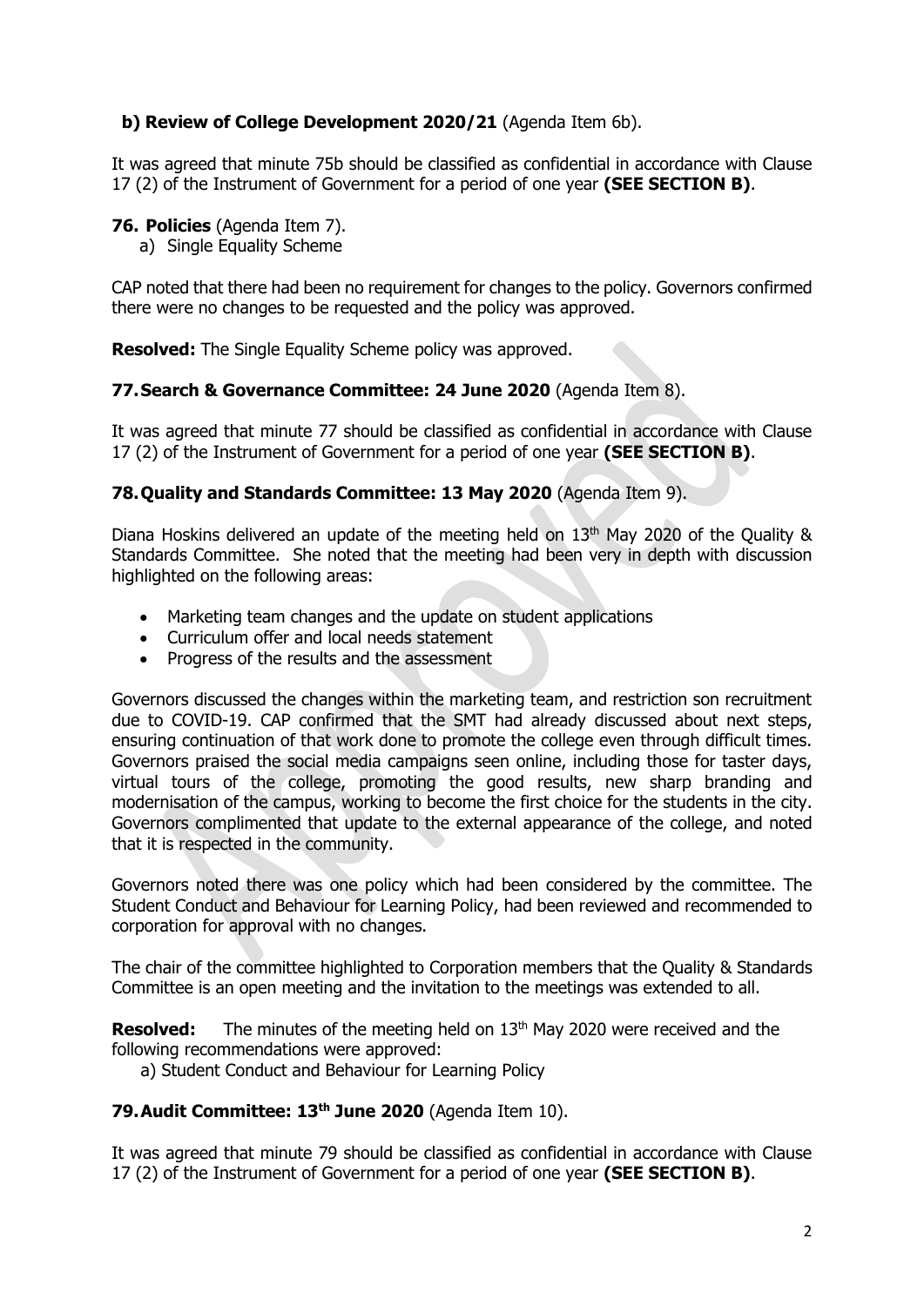**b) Review of College Development 2020/21** (Agenda Item 6b).

It was agreed that minute 75b should be classified as confidential in accordance with Clause 17 (2) of the Instrument of Government for a period of one year **(SEE SECTION B)**.

**76. Policies** (Agenda Item 7).

a) Single Equality Scheme

CAP noted that there had been no requirement for changes to the policy. Governors confirmed there were no changes to be requested and the policy was approved.

**Resolved:** The Single Equality Scheme policy was approved.

**77. Search & Governance Committee: 24 June 2020** (Agenda Item 8).

It was agreed that minute 77 should be classified as confidential in accordance with Clause 17 (2) of the Instrument of Government for a period of one year **(SEE SECTION B)**.

**78. Quality and Standards Committee: 13 May 2020** (Agenda Item 9).

Diana Hoskins delivered an update of the meeting held on 13th May 2020 of the Quality & Standards Committee. She noted that the meeting had been very in depth with discussion highlighted on the following areas:

- Marketing team changes and the update on student applications
- Curriculum offer and local needs statement
- Progress of the results and the assessment

Governors discussed the changes within the marketing team, and restriction son recruitment due to COVID-19. CAP confirmed that the SMT had already discussed about next steps, ensuring continuation of that work done to promote the college even through difficult times. Governors praised the social media campaigns seen online, including those for taster days, virtual tours of the college, promoting the good results, new sharp branding and modernisation of the campus, working to become the first choice for the students in the city. Governors complimented that update to the external appearance of the college, and noted that it is respected in the community.

Governors noted there was one policy which had been considered by the committee. The Student Conduct and Behaviour for Learning Policy, had been reviewed and recommended to corporation for approval with no changes.

The chair of the committee highlighted to Corporation members that the Quality & Standards Committee is an open meeting and the invitation to the meetings was extended to all.

**Resolved:** The minutes of the meeting held on 13th May 2020 were received and the following recommendations were approved:

a) Student Conduct and Behaviour for Learning Policy

**79. Audit Committee: 13th June 2020** (Agenda Item 10).

It was agreed that minute 79 should be classified as confidential in accordance with Clause 17 (2) of the Instrument of Government for a period of one year **(SEE SECTION B)**.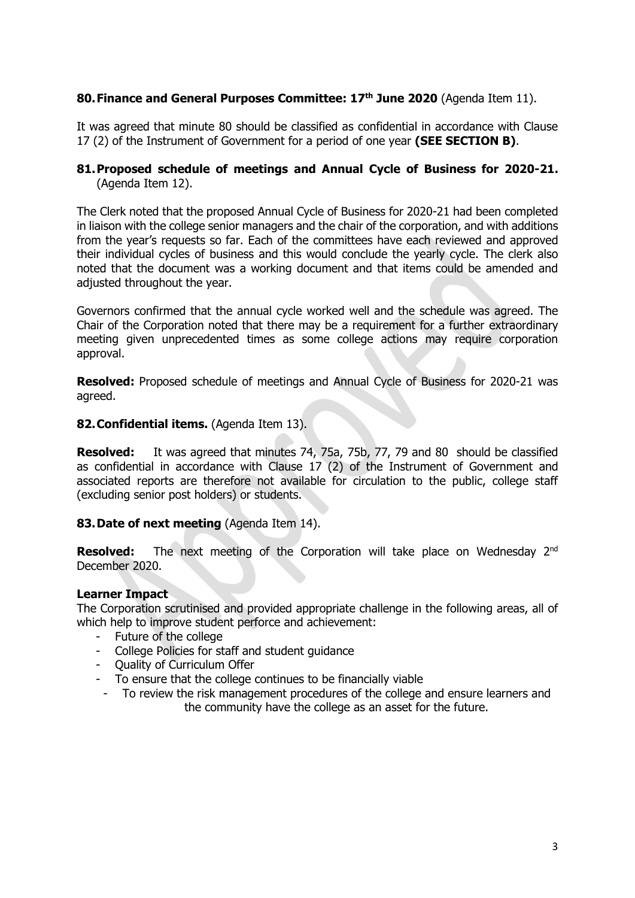**80. Finance and General Purposes Committee: 17th June 2020** (Agenda Item 11).

It was agreed that minute 80 should be classified as confidential in accordance with Clause 17 (2) of the Instrument of Government for a period of one year **(SEE SECTION B)**.

**81. Proposed schedule of meetings and Annual Cycle of Business for 2020-21.** (Agenda Item 12).

The Clerk noted that the proposed Annual Cycle of Business for 2020-21 had been completed in liaison with the college senior managers and the chair of the corporation, and with additions from the year's requests so far. Each of the committees have each reviewed and approved their individual cycles of business and this would conclude the yearly cycle. The clerk also noted that the document was a working document and that items could be amended and adjusted throughout the year.

Governors confirmed that the annual cycle worked well and the schedule was agreed. The Chair of the Corporation noted that there may be a requirement for a further extraordinary meeting given unprecedented times as some college actions may require corporation approval.

**Resolved:** Proposed schedule of meetings and Annual Cycle of Business for 2020-21 was agreed.

**82. Confidential items.** (Agenda Item 13).

**Resolved:** It was agreed that minutes 74, 75a, 75b, 77, 79 and 80 should be classified as confidential in accordance with Clause 17 (2) of the Instrument of Government and associated reports are therefore not available for circulation to the public, college staff (excluding senior post holders) or students.

**83. Date of next meeting** (Agenda Item 14).

**Resolved:** The next meeting of the Corporation will take place on Wednesday 2nd December 2020.

**Learner Impact**

The Corporation scrutinised and provided appropriate challenge in the following areas, all of which help to improve student perforce and achievement:

- Future of the college
- College Policies for staff and student guidance
- Quality of Curriculum Offer
- To ensure that the college continues to be financially viable
- To review the risk management procedures of the college and ensure learners and the community have the college as an asset for the future.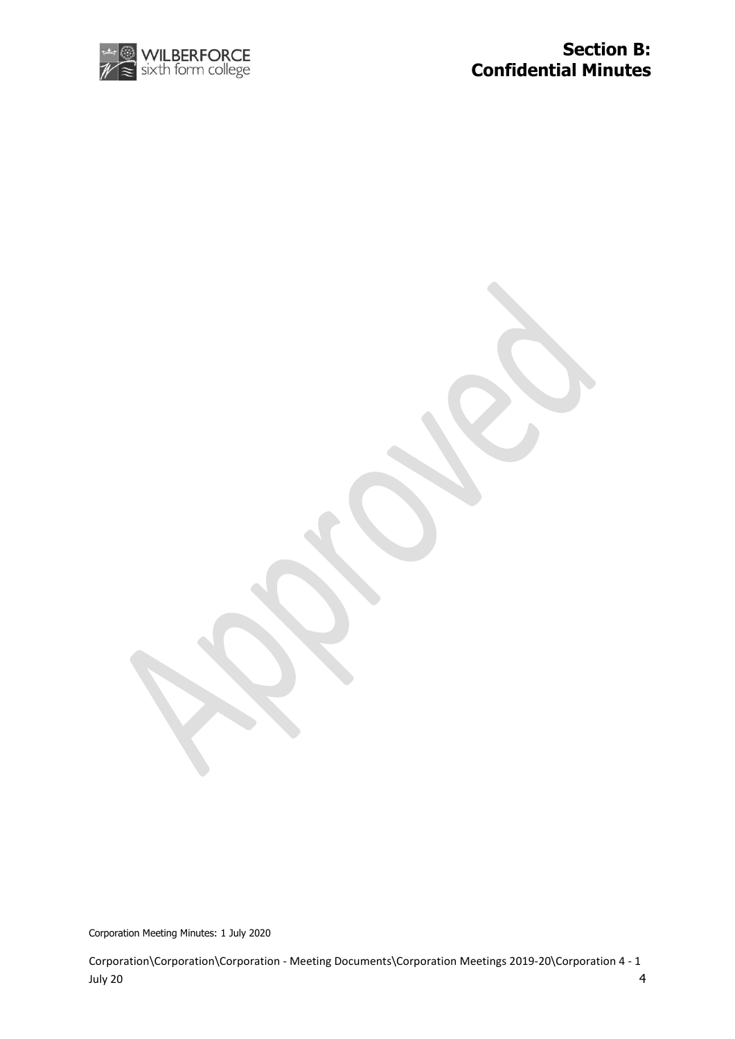# Section B: Confidential Minutes